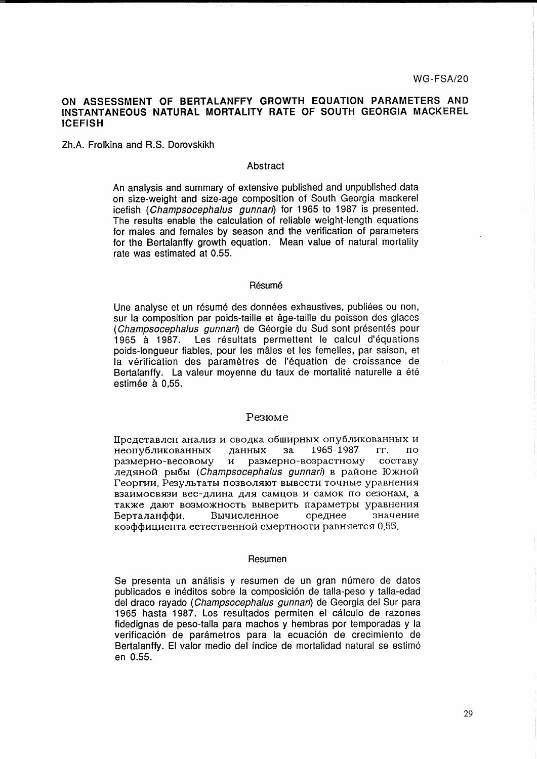WG-FSA/20

# ON ASSESSMENT OF BERTALANFFY GROWTH EQUATION PARAMETERS AND INSTANTANEOUS NATURAL MORTALITY RATE OF SOUTH GEORGIA MACKEREL ICEFISH

Zh.A. Frolkina and R.S. Dorovskikh

## Abstract

An analysis and summary of extensive published and unpublished data on size-weight and size-age composition of South Georgia mackerel icefish (*Champsocephalus gunnari*) for 1965 to 1987 is presented. The results enable the calculation of reliable weight-length equations for males and females by season and the verification of parameters for the Bertalanffy growth equation. Mean value of natural mortality rate was estimated at 0.55.

## Résumé

Une analyse et un résumé des données exhaustives, publiées ou non, sur la composition par poids-taille et âge-taille du poisson des glaces (*Champsocephalus gunnari*) de Géorgie du Sud sont présentés pour 1965 à 1987. Les résultats permettent le calcul d'équations poids-longueur fiables, pour les mâles et les femelles, par saison, et la vérification des paramètres de l'équation de croissance de Bertalanffy. La valeur moyenne du taux de mortalité naturelle a été estimée à 0,55.

## Резюме

Представлен анализ и сводка обширных опубликованных и неопубликованных данных за 1965-1987 гг. по размерно-весовому и размерно-возрастному составу ледяной рыбы (*Champsocephalus gunnari*) в районе Южной Георгии. Результаты позволяют вывести точные уравнения взаимосвязи вес-длина для самцов и самок по сезонам, а также дают возможность выверить параметры уравнения Берталанффи. Вычисленное среднее значение коэффициента естественной смертности равняется 0,55.

## Resumen

Se presenta un análisis y resumen de un gran número de datos publicados e inéditos sobre la composición de talla-peso y talla-edad del draco rayado (*Champsocephalus gunnari*) de Georgia del Sur para 1965 hasta 1987. Los resultados permiten el cálculo de razones fidedignas de peso-talla para machos y hembras por temporadas y la verificación de parámetros para la ecuación de crecimiento de Bertalanffy. El valor medio del índice de mortalidad natural se estimó en 0.55.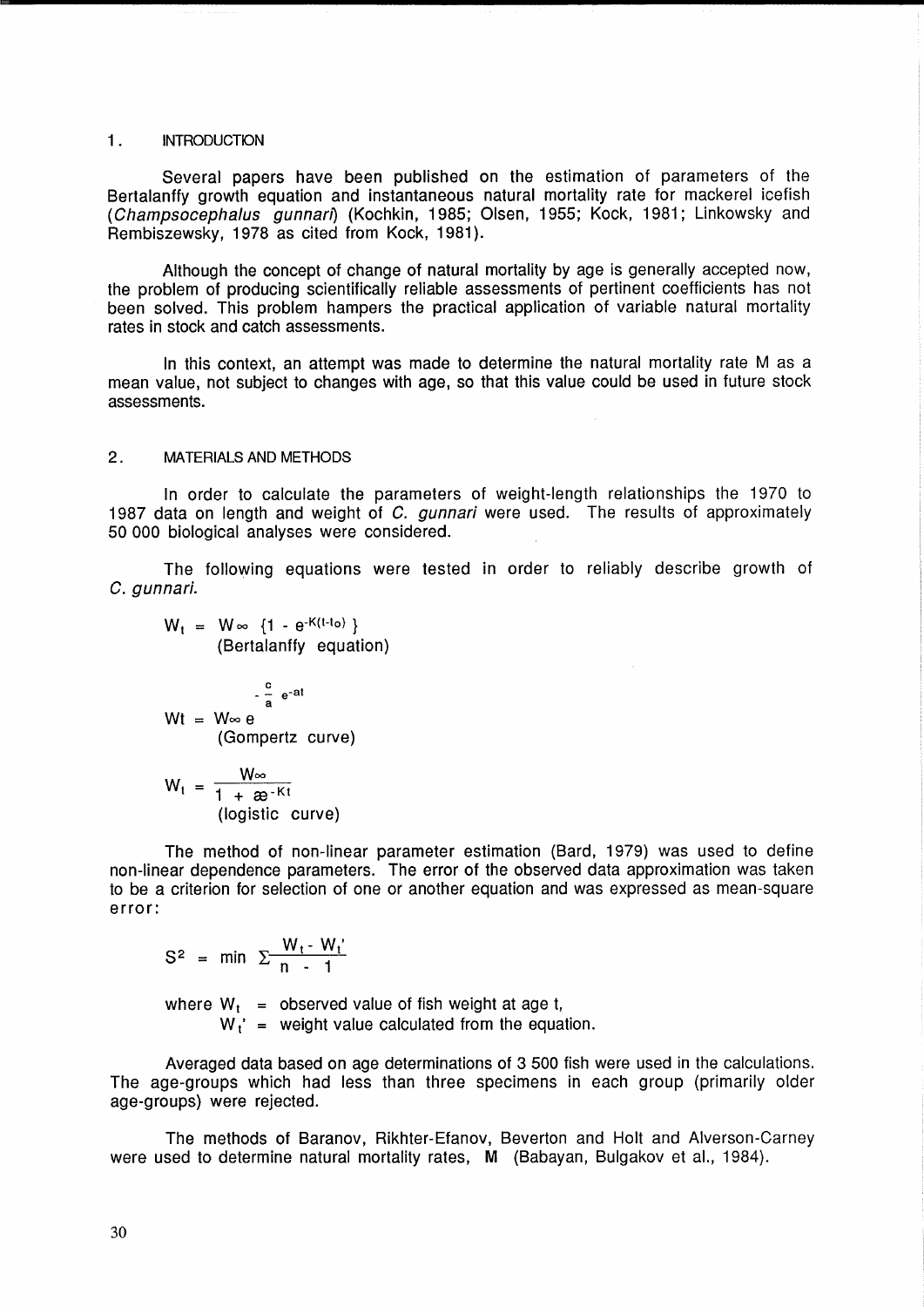## 1. INTRODUCTION

Several papers have been published on the estimation of parameters of the Bertalanffy growth equation and instantaneous natural mortality rate for mackerel icefish (*Champsocephalus gunnari*) (Kochkin, 1985; Olsen, 1955; Kock, 1981; Linkowsky and Rembiszewsky, 1978 as cited from Kock, 1981).

Although the concept of change of natural mortality by age is generally accepted now, the problem of producing scientifically reliable assessments of pertinent coefficients has not been solved. This problem hampers the practical application of variable natural mortality rates in stock and catch assessments.

In this context, an attempt was made to determine the natural mortality rate M as a mean value, not subject to changes with age, so that this value could be used in future stock assessments.

## 2. MATERIALS AND METHODS

In order to calculate the parameters of weight-length relationships the 1970 to 1987 data on length and weight of *C. gunnari* were used. The results of approximately 50 000 biological analyses were considered.

The following equations were tested in order to reliably describe growth of *C. gunnari*.

$$W_t = W_\infty \{1 - e^{-K(t-t_o)}\}$$

(Bertalanffy equation)

$$Wt = W_\infty e^{-\frac{c}{a} e^{-at}}$$

(Gompertz curve)

$$W_t = \frac{W_\infty}{1 + æ^{-Kt}}$$

(logistic curve)

The method of non-linear parameter estimation (Bard, 1979) was used to define non-linear dependence parameters. The error of the observed data approximation was taken to be a criterion for selection of one or another equation and was expressed as mean-square error:

$$S^2 = \min \Sigma \frac{W_t - W_t'}{n - 1}$$

where $W_t$ = observed value of fish weight at age t,
$W_t'$ = weight value calculated from the equation.

Averaged data based on age determinations of 3 500 fish were used in the calculations. The age-groups which had less than three specimens in each group (primarily older age-groups) were rejected.

The methods of Baranov, Rikhter-Efanov, Beverton and Holt and Alverson-Carney were used to determine natural mortality rates, **M** (Babayan, Bulgakov et al., 1984).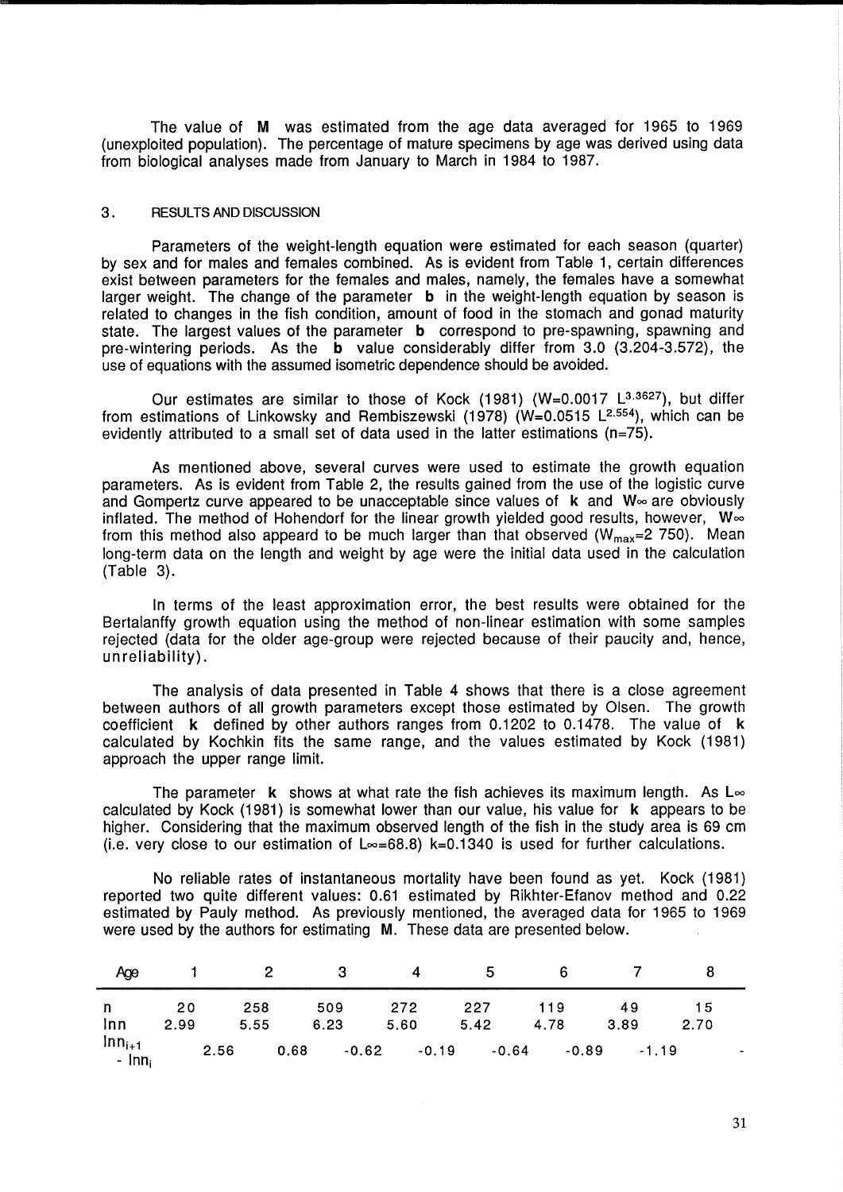The value of **M** was estimated from the age data averaged for 1965 to 1969 (unexploited population). The percentage of mature specimens by age was derived using data from biological analyses made from January to March in 1984 to 1987.

## 3. RESULTS AND DISCUSSION

Parameters of the weight-length equation were estimated for each season (quarter) by sex and for males and females combined. As is evident from Table 1, certain differences exist between parameters for the females and males, namely, the females have a somewhat larger weight. The change of the parameter **b** in the weight-length equation by season is related to changes in the fish condition, amount of food in the stomach and gonad maturity state. The largest values of the parameter **b** correspond to pre-spawning, spawning and pre-wintering periods. As the **b** value considerably differ from 3.0 (3.204-3.572), the use of equations with the assumed isometric dependence should be avoided.

Our estimates are similar to those of Kock (1981) ($W=0.0017\ L^{3.3627}$), but differ from estimations of Linkowsky and Rembiszewski (1978) ($W=0.0515\ L^{2.554}$), which can be evidently attributed to a small set of data used in the latter estimations (n=75).

As mentioned above, several curves were used to estimate the growth equation parameters. As is evident from Table 2, the results gained from the use of the logistic curve and Gompertz curve appeared to be unacceptable since values of **k** and $W_\infty$ are obviously inflated. The method of Hohendorf for the linear growth yielded good results, however, $W_\infty$ from this method also appeard to be much larger than that observed ($W_{max}$=2 750). Mean long-term data on the length and weight by age were the initial data used in the calculation (Table 3).

In terms of the least approximation error, the best results were obtained for the Bertalanffy growth equation using the method of non-linear estimation with some samples rejected (data for the older age-group were rejected because of their paucity and, hence, unreliability).

The analysis of data presented in Table 4 shows that there is a close agreement between authors of all growth parameters except those estimated by Olsen. The growth coefficient **k** defined by other authors ranges from 0.1202 to 0.1478. The value of **k** calculated by Kochkin fits the same range, and the values estimated by Kock (1981) approach the upper range limit.

The parameter **k** shows at what rate the fish achieves its maximum length. As $L_\infty$ calculated by Kock (1981) is somewhat lower than our value, his value for **k** appears to be higher. Considering that the maximum observed length of the fish in the study area is 69 cm (i.e. very close to our estimation of $L_\infty$=68.8) k=0.1340 is used for further calculations.

No reliable rates of instantaneous mortality have been found as yet. Kock (1981) reported two quite different values: 0.61 estimated by Rikhter-Efanov method and 0.22 estimated by Pauly method. As previously mentioned, the averaged data for 1965 to 1969 were used by the authors for estimating **M**. These data are presented below.

| Age | 1 | 2 | 3 | 4 | 5 | 6 | 7 | 8 |
|---|---|---|---|---|---|---|---|---|
| n | 20 | 258 | 509 | 272 | 227 | 119 | 49 | 15 |
| lnn | 2.99 | 5.55 | 6.23 | 5.60 | 5.42 | 4.78 | 3.89 | 2.70 |
| $\ln n_{i+1} - \ln n_i$ | 2.56 | 0.68 | -0.62 | -0.19 | -0.64 | -0.89 | -1.19 | - |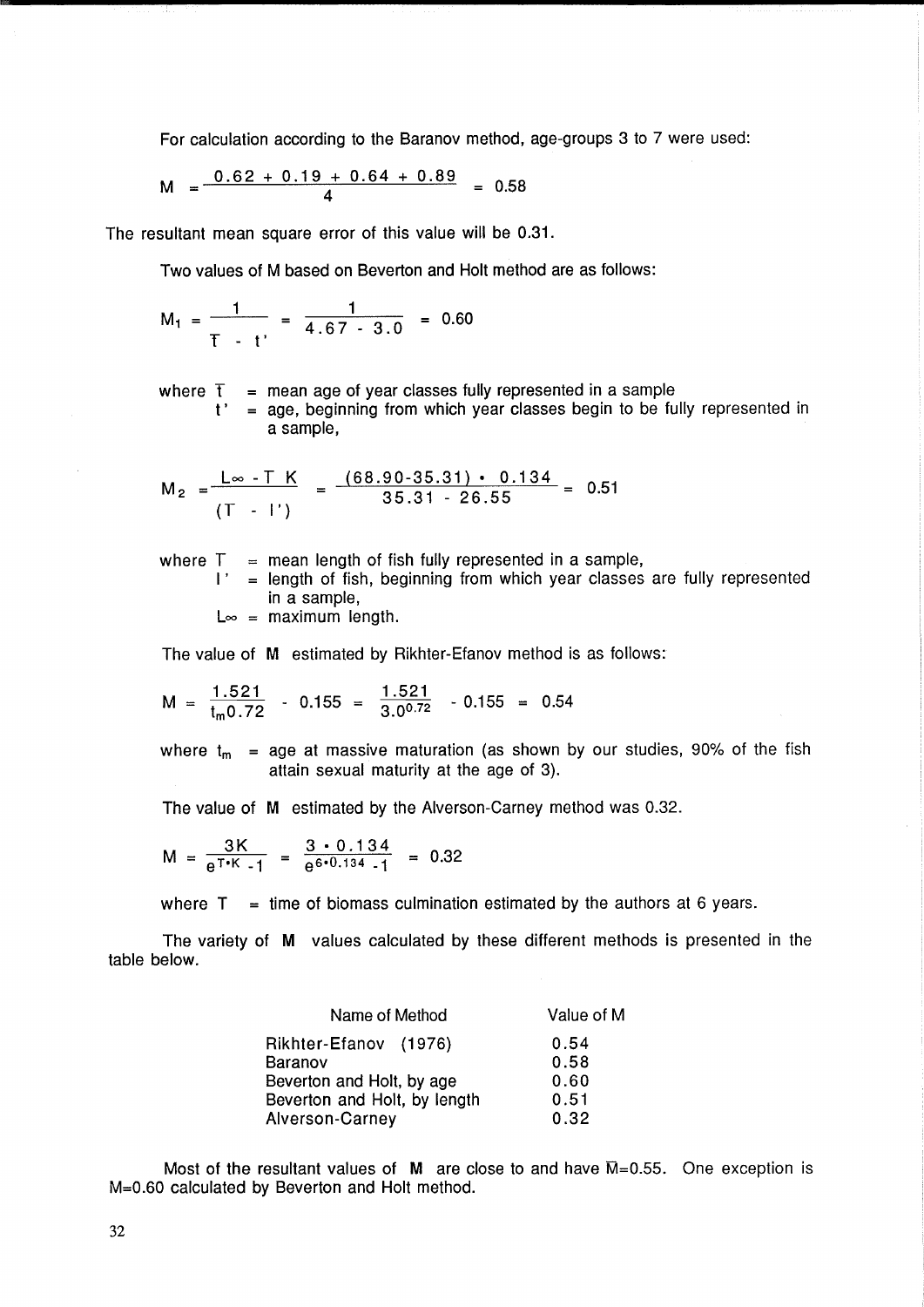For calculation according to the Baranov method, age-groups 3 to 7 were used:

$$M = \frac{0.62 + 0.19 + 0.64 + 0.89}{4} = 0.58$$

The resultant mean square error of this value will be 0.31.

Two values of M based on Beverton and Holt method are as follows:

$$M_1 = \frac{1}{\bar{T} - t'} = \frac{1}{4.67 - 3.0} = 0.60$$

where $\bar{T}$ = mean age of year classes fully represented in a sample
$t'$ = age, beginning from which year classes begin to be fully represented in a sample,

$$M_2 = \frac{L_\infty - \bar{T}\ K}{(\bar{T} - l')} = \frac{(68.90 - 35.31) \cdot 0.134}{35.31 - 26.55} = 0.51$$

where $\bar{T}$ = mean length of fish fully represented in a sample,
$l'$ = length of fish, beginning from which year classes are fully represented in a sample,
$L_\infty$ = maximum length.

The value of **M** estimated by Rikhter-Efanov method is as follows:

$$M = \frac{1.521}{t_m 0.72} - 0.155 = \frac{1.521}{3.0^{0.72}} - 0.155 = 0.54$$

where $t_m$ = age at massive maturation (as shown by our studies, 90% of the fish attain sexual maturity at the age of 3).

The value of **M** estimated by the Alverson-Carney method was 0.32.

$$M = \frac{3K}{e^{T \cdot K} - 1} = \frac{3 \cdot 0.134}{e^{6 \cdot 0.134} - 1} = 0.32$$

where $T$ = time of biomass culmination estimated by the authors at 6 years.

The variety of **M** values calculated by these different methods is presented in the table below.

| Name of Method | Value of M |
|---|---|
| Rikhter-Efanov (1976) | 0.54 |
| Baranov | 0.58 |
| Beverton and Holt, by age | 0.60 |
| Beverton and Holt, by length | 0.51 |
| Alverson-Carney | 0.32 |

Most of the resultant values of **M** are close to and have $\bar{M}$=0.55. One exception is M=0.60 calculated by Beverton and Holt method.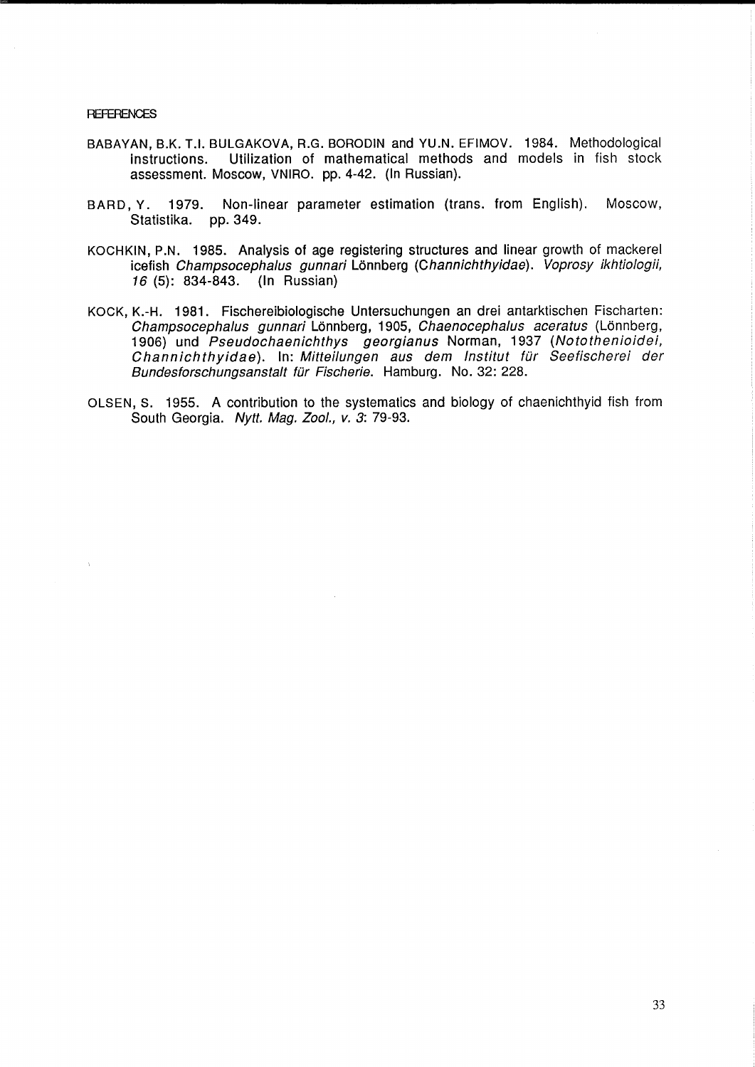## REFERENCES

BABAYAN, B.K. T.I. BULGAKOVA, R.G. BORODIN and YU.N. EFIMOV. 1984. Methodological instructions. Utilization of mathematical methods and models in fish stock assessment. Moscow, VNIRO. pp. 4-42. (In Russian).

BARD, Y. 1979. Non-linear parameter estimation (trans. from English). Moscow, Statistika. pp. 349.

KOCHKIN, P.N. 1985. Analysis of age registering structures and linear growth of mackerel icefish *Champsocephalus gunnari* Lönnberg (*Channichthyidae*). *Voprosy ikhtiologii, 16* (5): 834-843. (In Russian)

KOCK, K.-H. 1981. Fischereibiologische Untersuchungen an drei antarktischen Fischarten: *Champsocephalus gunnari* Lönnberg, 1905, *Chaenocephalus aceratus* (Lönnberg, 1906) und *Pseudochaenichthys georgianus* Norman, 1937 (*Notothenioidei, Channichthyidae*). In: *Mitteilungen aus dem Institut für Seefischerei der Bundesforschungsanstalt für Fischerie*. Hamburg. No. 32: 228.

OLSEN, S. 1955. A contribution to the systematics and biology of chaenichthyid fish from South Georgia. *Nytt. Mag. Zool., v. 3*: 79-93.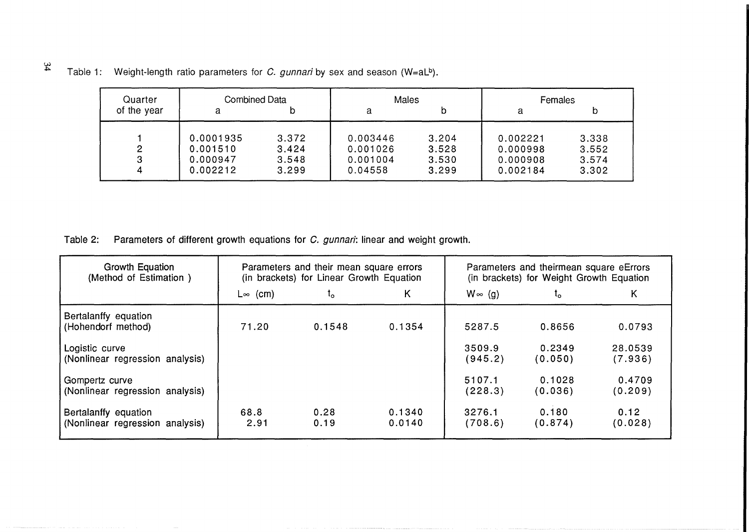Table 1: Weight-length ratio parameters for *C. gunnari* by sex and season ($W=aL^b$).

| Quarter of the year | Combined Data | | Males | | Females | |
|---|---|---|---|---|---|---|
| | a | b | a | b | a | b |
| 1 | 0.0001935 | 3.372 | 0.003446 | 3.204 | 0.002221 | 3.338 |
| 2 | 0.001510 | 3.424 | 0.001026 | 3.528 | 0.000998 | 3.552 |
| 3 | 0.000947 | 3.548 | 0.001004 | 3.530 | 0.000908 | 3.574 |
| 4 | 0.002212 | 3.299 | 0.04558 | 3.299 | 0.002184 | 3.302 |

Table 2: Parameters of different growth equations for *C. gunnari*: linear and weight growth.

| Growth Equation (Method of Estimation ) | Parameters and their mean square errors (in brackets) for Linear Growth Equation | | | Parameters and theirmean square eErrors (in brackets) for Weight Growth Equation | | |
|---|---|---|---|---|---|---|
| | $L_\infty$ (cm) | $t_o$ | K | $W_\infty$ (g) | $t_o$ | K |
| Bertalanffy equation (Hohendorf method) | 71.20 | 0.1548 | 0.1354 | 5287.5 | 0.8656 | 0.0793 |
| Logistic curve (Nonlinear regression analysis) | | | | 3509.9 (945.2) | 0.2349 (0.050) | 28.0539 (7.936) |
| Gompertz curve (Nonlinear regression analysis) | | | | 5107.1 (228.3) | 0.1028 (0.036) | 0.4709 (0.209) |
| Bertalanffy equation (Nonlinear regression analysis) | 68.8 2.91 | 0.28 0.19 | 0.1340 0.0140 | 3276.1 (708.6) | 0.180 (0.874) | 0.12 (0.028) |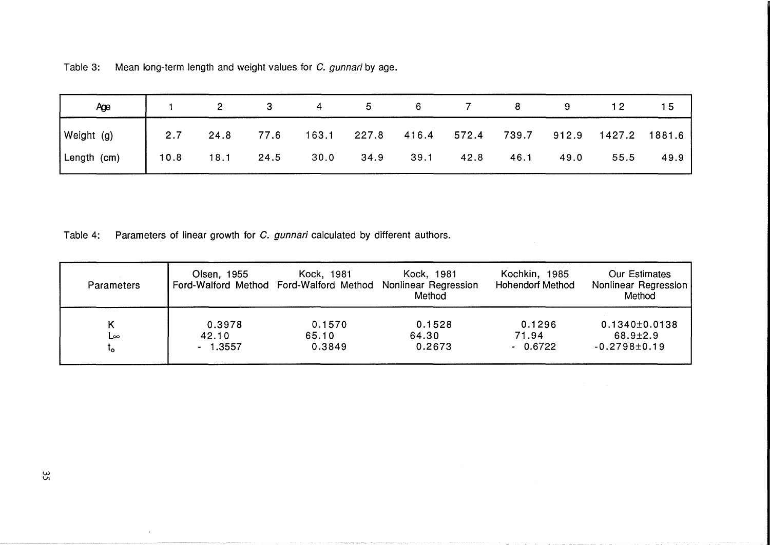Table 3: Mean long-term length and weight values for *C. gunnari* by age.

| Age | 1 | 2 | 3 | 4 | 5 | 6 | 7 | 8 | 9 | 12 | 15 |
|---|---|---|---|---|---|---|---|---|---|---|---|
| Weight (g) | 2.7 | 24.8 | 77.6 | 163.1 | 227.8 | 416.4 | 572.4 | 739.7 | 912.9 | 1427.2 | 1881.6 |
| Length (cm) | 10.8 | 18.1 | 24.5 | 30.0 | 34.9 | 39.1 | 42.8 | 46.1 | 49.0 | 55.5 | 49.9 |

Table 4: Parameters of linear growth for *C. gunnari* calculated by different authors.

| Parameters | Olsen, 1955 Ford-Walford Method | Kock, 1981 Ford-Walford Method | Kock, 1981 Nonlinear Regression Method | Kochkin, 1985 Hohendorf Method | Our Estimates Nonlinear Regression Method |
|---|---|---|---|---|---|
| $K$ | 0.3978 | 0.1570 | 0.1528 | 0.1296 | $0.1340 \pm 0.0138$ |
| $L_\infty$ | 42.10 | 65.10 | 64.30 | 71.94 | $68.9 \pm 2.9$ |
| $t_o$ | - 1.3557 | 0.3849 | 0.2673 | - 0.6722 | $-0.2798 \pm 0.19$ |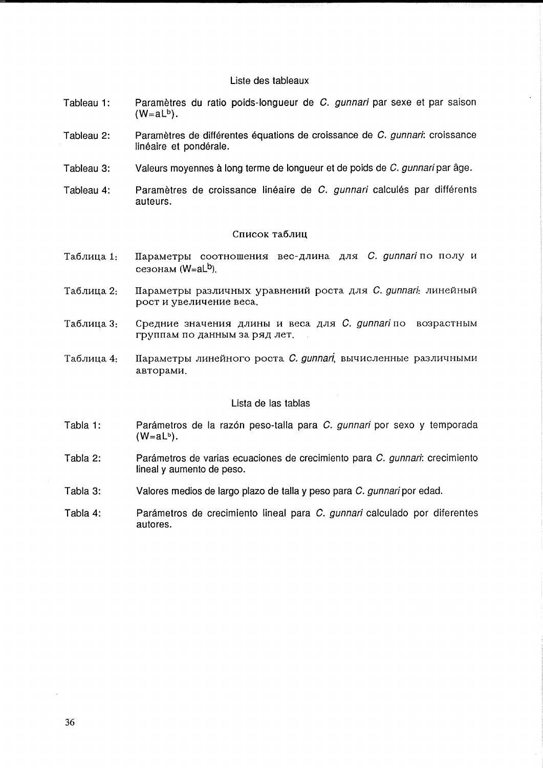## Liste des tableaux

Tableau 1: Paramètres du ratio poids-longueur de *C. gunnari* par sexe et par saison ($W=aL^b$).

Tableau 2: Paramètres de différentes équations de croissance de *C. gunnari*: croissance linéaire et pondérale.

Tableau 3: Valeurs moyennes à long terme de longueur et de poids de *C. gunnari* par âge.

Tableau 4: Paramètres de croissance linéaire de *C. gunnari* calculés par différents auteurs.

## Список таблиц

Таблица 1: Параметры соотношения вес-длина для *C. gunnari* по полу и сезонам ($W=aL^b$).

Таблица 2: Параметры различных уравнений роста для *C. gunnari*: линейный рост и увеличение веса.

Таблица 3: Средние значения длины и веса для *C. gunnari* по возрастным группам по данным за ряд лет.

Таблица 4: Параметры линейного роста *C. gunnari*, вычисленные различными авторами.

## Lista de las tablas

Tabla 1: Parámetros de la razón peso-talla para *C. gunnari* por sexo y temporada ($W=aL^b$).

Tabla 2: Parámetros de varias ecuaciones de crecimiento para *C. gunnari*: crecimiento lineal y aumento de peso.

Tabla 3: Valores medios de largo plazo de talla y peso para *C. gunnari* por edad.

Tabla 4: Parámetros de crecimiento lineal para *C. gunnari* calculado por diferentes autores.